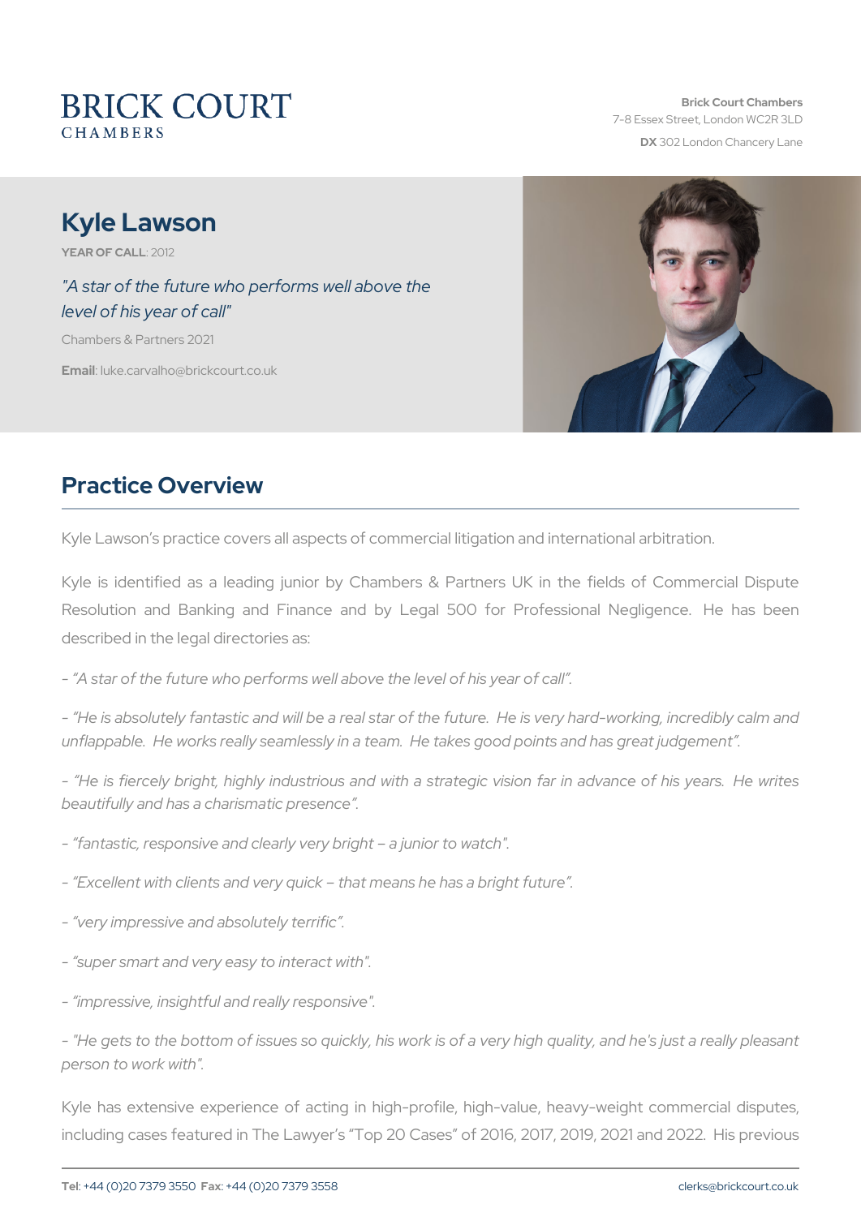BRICK COURT
CHAMBERS

**Brick Court Chambers**
7-8 Essex Street, London WC2R 3LD
**DX** 302 London Chancery Lane

# Kyle Lawson

**YEAR OF CALL**: 2012

*"A star of the future who performs well above the level of his year of call"*

Chambers & Partners 2021

**Email**: luke.carvalho@brickcourt.co.uk

## Practice Overview

Kyle Lawson's practice covers all aspects of commercial litigation and international arbitration.

Kyle is identified as a leading junior by Chambers & Partners UK in the fields of Commercial Dispute Resolution and Banking and Finance and by Legal 500 for Professional Negligence. He has been described in the legal directories as:

- *"A star of the future who performs well above the level of his year of call".*

- *"He is absolutely fantastic and will be a real star of the future. He is very hard-working, incredibly calm and unflappable. He works really seamlessly in a team. He takes good points and has great judgement".*

- *"He is fiercely bright, highly industrious and with a strategic vision far in advance of his years. He writes beautifully and has a charismatic presence".*

- *"fantastic, responsive and clearly very bright – a junior to watch".*

- *"Excellent with clients and very quick – that means he has a bright future".*

- *"very impressive and absolutely terrific".*

- *"super smart and very easy to interact with".*

- *"impressive, insightful and really responsive".*

- *"He gets to the bottom of issues so quickly, his work is of a very high quality, and he's just a really pleasant person to work with".*

Kyle has extensive experience of acting in high-profile, high-value, heavy-weight commercial disputes, including cases featured in The Lawyer's "Top 20 Cases" of 2016, 2017, 2019, 2021 and 2022. His previous

**Tel**: +44 (0)20 7379 3550 **Fax**: +44 (0)20 7379 3558 clerks@brickcourt.co.uk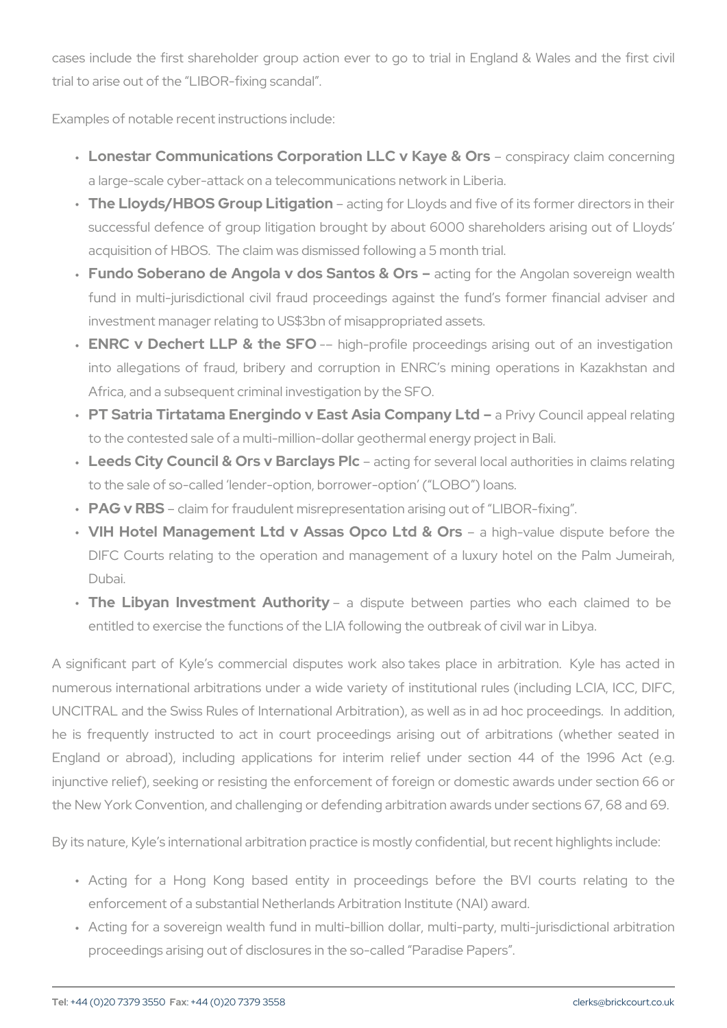cases include the first shareholder group action ever to go to trial in England & Wales and the first civil trial to arise out of the "LIBOR-fixing scandal".

Examples of notable recent instructions include:

- **Lonestar Communications Corporation LLC v Kaye & Ors** – conspiracy claim concerning a large-scale cyber-attack on a telecommunications network in Liberia.
- **The Lloyds/HBOS Group Litigation** – acting for Lloyds and five of its former directors in their successful defence of group litigation brought by about 6000 shareholders arising out of Lloyds' acquisition of HBOS. The claim was dismissed following a 5 month trial.
- **Fundo Soberano de Angola v dos Santos & Ors** – acting for the Angolan sovereign wealth fund in multi-jurisdictional civil fraud proceedings against the fund's former financial adviser and investment manager relating to US$3bn of misappropriated assets.
- **ENRC v Dechert LLP & the SFO** –– high-profile proceedings arising out of an investigation into allegations of fraud, bribery and corruption in ENRC's mining operations in Kazakhstan and Africa, and a subsequent criminal investigation by the SFO.
- **PT Satria Tirtatama Energindo v East Asia Company Ltd** – a Privy Council appeal relating to the contested sale of a multi-million-dollar geothermal energy project in Bali.
- **Leeds City Council & Ors v Barclays Plc** – acting for several local authorities in claims relating to the sale of so-called 'lender-option, borrower-option' ("LOBO") loans.
- **PAG v RBS** – claim for fraudulent misrepresentation arising out of "LIBOR-fixing".
- **VIH Hotel Management Ltd v Assas Opco Ltd & Ors** – a high-value dispute before the DIFC Courts relating to the operation and management of a luxury hotel on the Palm Jumeirah, Dubai.
- **The Libyan Investment Authority** – a dispute between parties who each claimed to be entitled to exercise the functions of the LIA following the outbreak of civil war in Libya.

A significant part of Kyle's commercial disputes work also takes place in arbitration. Kyle has acted in numerous international arbitrations under a wide variety of institutional rules (including LCIA, ICC, DIFC, UNCITRAL and the Swiss Rules of International Arbitration), as well as in ad hoc proceedings. In addition, he is frequently instructed to act in court proceedings arising out of arbitrations (whether seated in England or abroad), including applications for interim relief under section 44 of the 1996 Act (e.g. injunctive relief), seeking or resisting the enforcement of foreign or domestic awards under section 66 or the New York Convention, and challenging or defending arbitration awards under sections 67, 68 and 69.

By its nature, Kyle's international arbitration practice is mostly confidential, but recent highlights include:

- Acting for a Hong Kong based entity in proceedings before the BVI courts relating to the enforcement of a substantial Netherlands Arbitration Institute (NAI) award.
- Acting for a sovereign wealth fund in multi-billion dollar, multi-party, multi-jurisdictional arbitration proceedings arising out of disclosures in the so-called "Paradise Papers".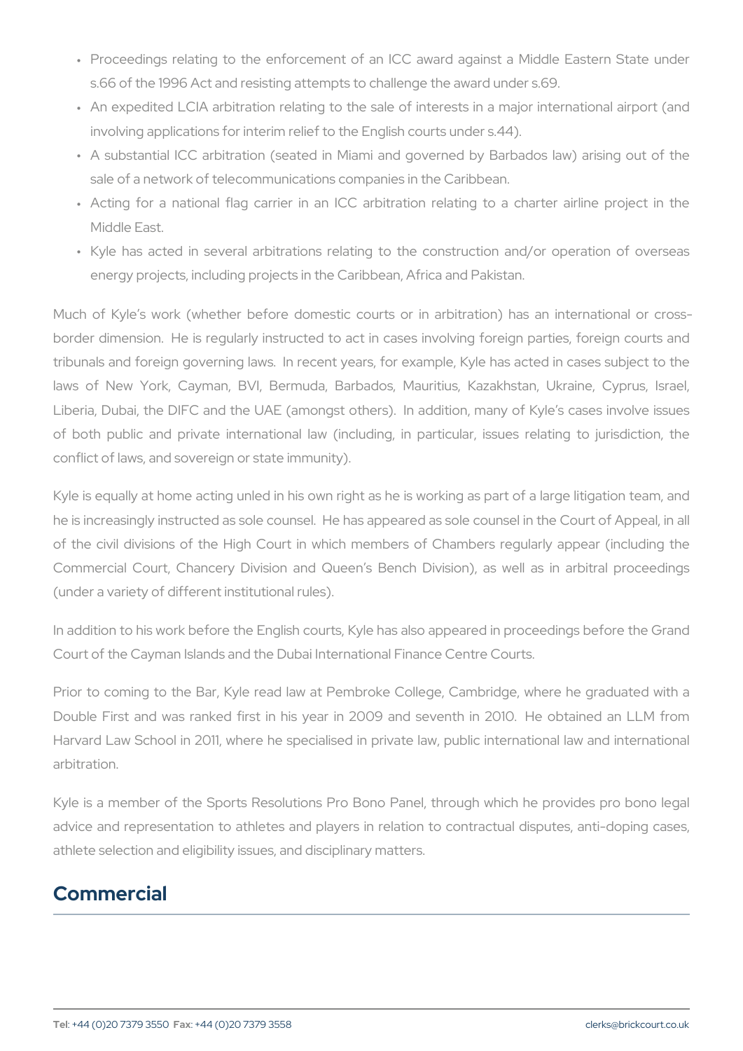- Proceedings relating to the enforcement of an ICC award against a Middle Eastern State under s.66 of the 1996 Act and resisting attempts to challenge the award under s.69.
- An expedited LCIA arbitration relating to the sale of interests in a major international airport (and involving applications for interim relief to the English courts under s.44).
- A substantial ICC arbitration (seated in Miami and governed by Barbados law) arising out of the sale of a network of telecommunications companies in the Caribbean.
- Acting for a national flag carrier in an ICC arbitration relating to a charter airline project in the Middle East.
- Kyle has acted in several arbitrations relating to the construction and/or operation of overseas energy projects, including projects in the Caribbean, Africa and Pakistan.

Much of Kyle's work (whether before domestic courts or in arbitration) has an international or cross-border dimension. He is regularly instructed to act in cases involving foreign parties, foreign courts and tribunals and foreign governing laws. In recent years, for example, Kyle has acted in cases subject to the laws of New York, Cayman, BVI, Bermuda, Barbados, Mauritius, Kazakhstan, Ukraine, Cyprus, Israel, Liberia, Dubai, the DIFC and the UAE (amongst others). In addition, many of Kyle's cases involve issues of both public and private international law (including, in particular, issues relating to jurisdiction, the conflict of laws, and sovereign or state immunity).

Kyle is equally at home acting unled in his own right as he is working as part of a large litigation team, and he is increasingly instructed as sole counsel. He has appeared as sole counsel in the Court of Appeal, in all of the civil divisions of the High Court in which members of Chambers regularly appear (including the Commercial Court, Chancery Division and Queen's Bench Division), as well as in arbitral proceedings (under a variety of different institutional rules).

In addition to his work before the English courts, Kyle has also appeared in proceedings before the Grand Court of the Cayman Islands and the Dubai International Finance Centre Courts.

Prior to coming to the Bar, Kyle read law at Pembroke College, Cambridge, where he graduated with a Double First and was ranked first in his year in 2009 and seventh in 2010. He obtained an LLM from Harvard Law School in 2011, where he specialised in private law, public international law and international arbitration.

Kyle is a member of the Sports Resolutions Pro Bono Panel, through which he provides pro bono legal advice and representation to athletes and players in relation to contractual disputes, anti-doping cases, athlete selection and eligibility issues, and disciplinary matters.

## Commercial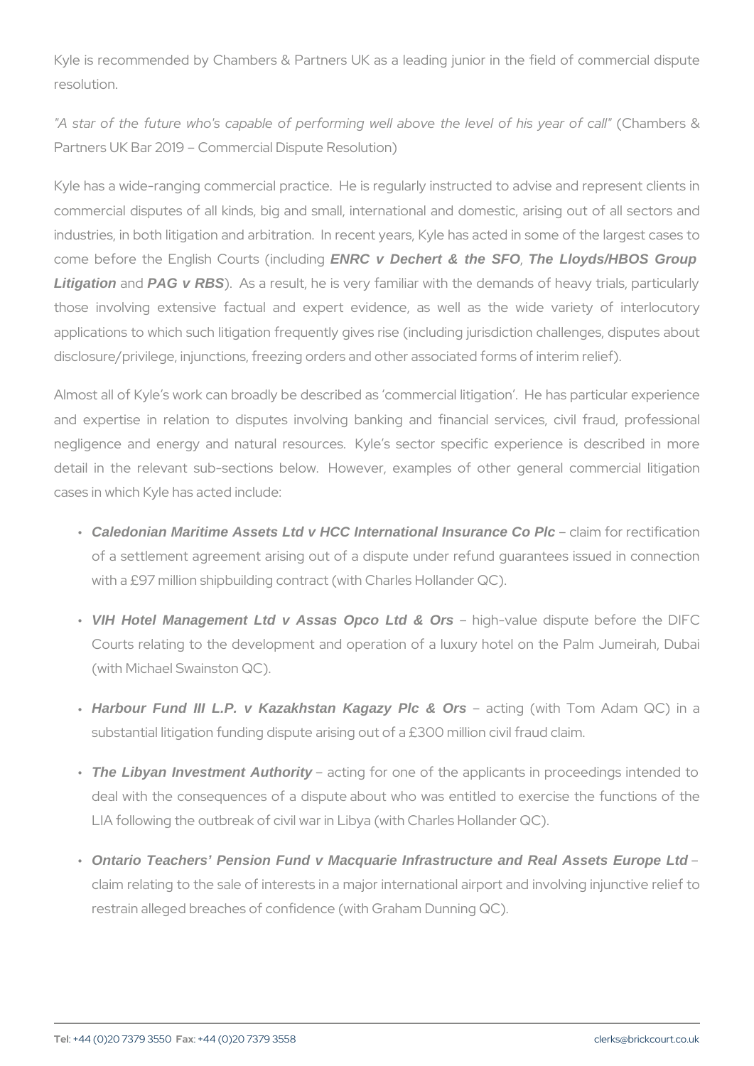Kyle is recommended by Chambers & Partners UK as a leading junior in the field of commercial dispute resolution.

*"A star of the future who's capable of performing well above the level of his year of call"* (Chambers & Partners UK Bar 2019 – Commercial Dispute Resolution)

Kyle has a wide-ranging commercial practice. He is regularly instructed to advise and represent clients in commercial disputes of all kinds, big and small, international and domestic, arising out of all sectors and industries, in both litigation and arbitration. In recent years, Kyle has acted in some of the largest cases to come before the English Courts (including ***ENRC v Dechert & the SFO***, ***The Lloyds/HBOS Group Litigation*** and ***PAG v RBS***). As a result, he is very familiar with the demands of heavy trials, particularly those involving extensive factual and expert evidence, as well as the wide variety of interlocutory applications to which such litigation frequently gives rise (including jurisdiction challenges, disputes about disclosure/privilege, injunctions, freezing orders and other associated forms of interim relief).

Almost all of Kyle's work can broadly be described as 'commercial litigation'. He has particular experience and expertise in relation to disputes involving banking and financial services, civil fraud, professional negligence and energy and natural resources. Kyle's sector specific experience is described in more detail in the relevant sub-sections below. However, examples of other general commercial litigation cases in which Kyle has acted include:

- ***Caledonian Maritime Assets Ltd v HCC International Insurance Co Plc*** – claim for rectification of a settlement agreement arising out of a dispute under refund guarantees issued in connection with a £97 million shipbuilding contract (with Charles Hollander QC).
- ***VIH Hotel Management Ltd v Assas Opco Ltd & Ors*** – high-value dispute before the DIFC Courts relating to the development and operation of a luxury hotel on the Palm Jumeirah, Dubai (with Michael Swainston QC).
- ***Harbour Fund III L.P. v Kazakhstan Kagazy Plc & Ors*** – acting (with Tom Adam QC) in a substantial litigation funding dispute arising out of a £300 million civil fraud claim.
- ***The Libyan Investment Authority*** – acting for one of the applicants in proceedings intended to deal with the consequences of a dispute about who was entitled to exercise the functions of the LIA following the outbreak of civil war in Libya (with Charles Hollander QC).
- ***Ontario Teachers' Pension Fund v Macquarie Infrastructure and Real Assets Europe Ltd*** – claim relating to the sale of interests in a major international airport and involving injunctive relief to restrain alleged breaches of confidence (with Graham Dunning QC).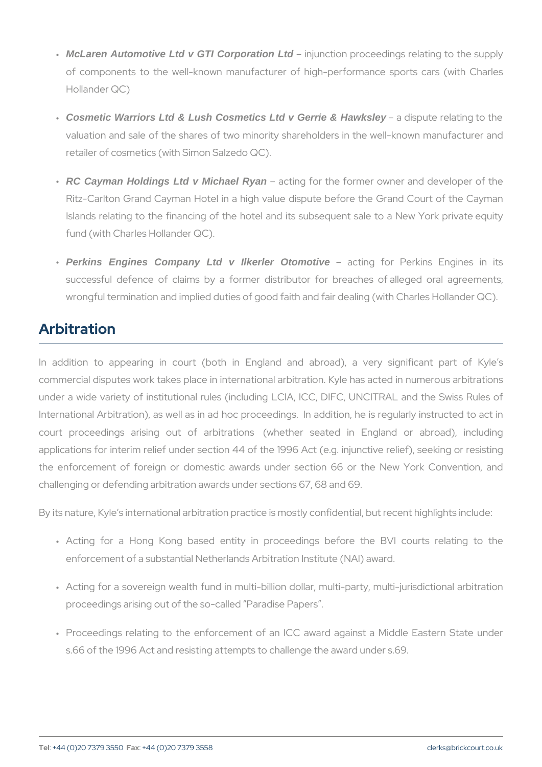- ***McLaren Automotive Ltd v GTI Corporation Ltd*** – injunction proceedings relating to the supply of components to the well-known manufacturer of high-performance sports cars (with Charles Hollander QC)

- ***Cosmetic Warriors Ltd & Lush Cosmetics Ltd v Gerrie & Hawksley*** – a dispute relating to the valuation and sale of the shares of two minority shareholders in the well-known manufacturer and retailer of cosmetics (with Simon Salzedo QC).

- ***RC Cayman Holdings Ltd v Michael Ryan*** – acting for the former owner and developer of the Ritz-Carlton Grand Cayman Hotel in a high value dispute before the Grand Court of the Cayman Islands relating to the financing of the hotel and its subsequent sale to a New York private equity fund (with Charles Hollander QC).

- ***Perkins Engines Company Ltd v Ilkerler Otomotive*** – acting for Perkins Engines in its successful defence of claims by a former distributor for breaches of alleged oral agreements, wrongful termination and implied duties of good faith and fair dealing (with Charles Hollander QC).

## Arbitration

In addition to appearing in court (both in England and abroad), a very significant part of Kyle's commercial disputes work takes place in international arbitration. Kyle has acted in numerous arbitrations under a wide variety of institutional rules (including LCIA, ICC, DIFC, UNCITRAL and the Swiss Rules of International Arbitration), as well as in ad hoc proceedings. In addition, he is regularly instructed to act in court proceedings arising out of arbitrations (whether seated in England or abroad), including applications for interim relief under section 44 of the 1996 Act (e.g. injunctive relief), seeking or resisting the enforcement of foreign or domestic awards under section 66 or the New York Convention, and challenging or defending arbitration awards under sections 67, 68 and 69.

By its nature, Kyle's international arbitration practice is mostly confidential, but recent highlights include:

- Acting for a Hong Kong based entity in proceedings before the BVI courts relating to the enforcement of a substantial Netherlands Arbitration Institute (NAI) award.

- Acting for a sovereign wealth fund in multi-billion dollar, multi-party, multi-jurisdictional arbitration proceedings arising out of the so-called "Paradise Papers".

- Proceedings relating to the enforcement of an ICC award against a Middle Eastern State under s.66 of the 1996 Act and resisting attempts to challenge the award under s.69.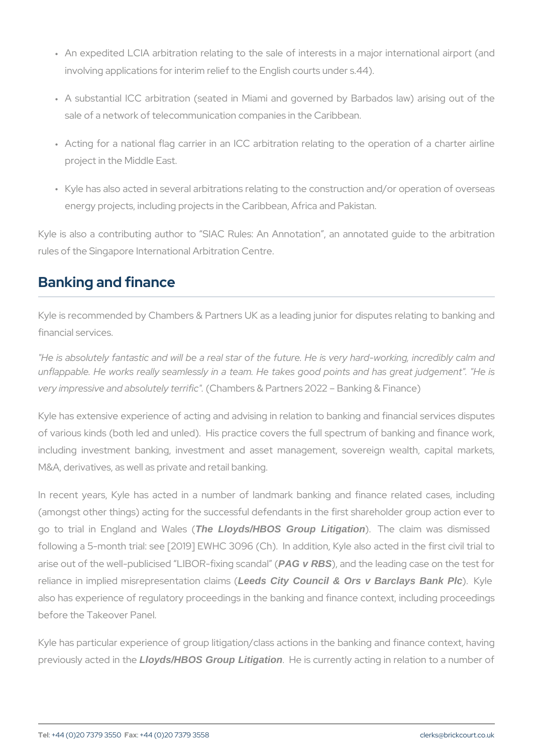- An expedited LCIA arbitration relating to the sale of interests in a major international airport (and involving applications for interim relief to the English courts under s.44).
- A substantial ICC arbitration (seated in Miami and governed by Barbados law) arising out of the sale of a network of telecommunication companies in the Caribbean.
- Acting for a national flag carrier in an ICC arbitration relating to the operation of a charter airline project in the Middle East.
- Kyle has also acted in several arbitrations relating to the construction and/or operation of overseas energy projects, including projects in the Caribbean, Africa and Pakistan.

Kyle is also a contributing author to "SIAC Rules: An Annotation", an annotated guide to the arbitration rules of the Singapore International Arbitration Centre.

## Banking and finance

Kyle is recommended by Chambers & Partners UK as a leading junior for disputes relating to banking and financial services.

*"He is absolutely fantastic and will be a real star of the future. He is very hard-working, incredibly calm and unflappable. He works really seamlessly in a team. He takes good points and has great judgement". "He is very impressive and absolutely terrific".* (Chambers & Partners 2022 – Banking & Finance)

Kyle has extensive experience of acting and advising in relation to banking and financial services disputes of various kinds (both led and unled). His practice covers the full spectrum of banking and finance work, including investment banking, investment and asset management, sovereign wealth, capital markets, M&A, derivatives, as well as private and retail banking.

In recent years, Kyle has acted in a number of landmark banking and finance related cases, including (amongst other things) acting for the successful defendants in the first shareholder group action ever to go to trial in England and Wales (***The Lloyds/HBOS Group Litigation***). The claim was dismissed following a 5-month trial: see [2019] EWHC 3096 (Ch). In addition, Kyle also acted in the first civil trial to arise out of the well-publicised "LIBOR-fixing scandal" (***PAG v RBS***), and the leading case on the test for reliance in implied misrepresentation claims (***Leeds City Council & Ors v Barclays Bank Plc***). Kyle also has experience of regulatory proceedings in the banking and finance context, including proceedings before the Takeover Panel.

Kyle has particular experience of group litigation/class actions in the banking and finance context, having previously acted in the ***Lloyds/HBOS Group Litigation***. He is currently acting in relation to a number of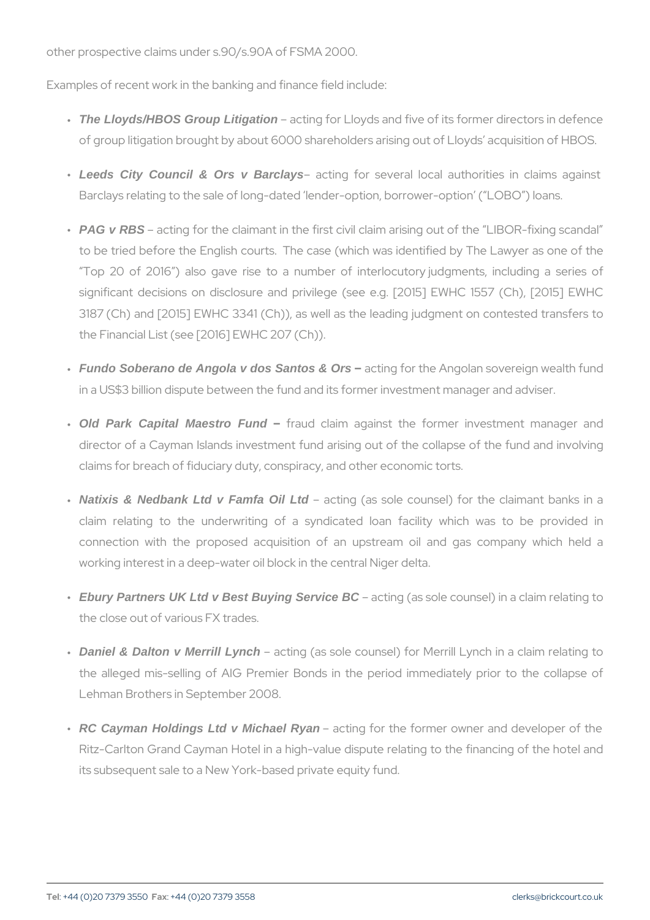other prospective claims under s.90/s.90A of FSMA 2000.

Examples of recent work in the banking and finance field include:

- ***The Lloyds/HBOS Group Litigation*** – acting for Lloyds and five of its former directors in defence of group litigation brought by about 6000 shareholders arising out of Lloyds' acquisition of HBOS.
- ***Leeds City Council & Ors v Barclays*** – acting for several local authorities in claims against Barclays relating to the sale of long-dated 'lender-option, borrower-option' ("LOBO") loans.
- ***PAG v RBS*** – acting for the claimant in the first civil claim arising out of the "LIBOR-fixing scandal" to be tried before the English courts. The case (which was identified by The Lawyer as one of the "Top 20 of 2016") also gave rise to a number of interlocutory judgments, including a series of significant decisions on disclosure and privilege (see e.g. [2015] EWHC 1557 (Ch), [2015] EWHC 3187 (Ch) and [2015] EWHC 3341 (Ch)), as well as the leading judgment on contested transfers to the Financial List (see [2016] EWHC 207 (Ch)).
- ***Fundo Soberano de Angola v dos Santos & Ors*** – acting for the Angolan sovereign wealth fund in a US$3 billion dispute between the fund and its former investment manager and adviser.
- ***Old Park Capital Maestro Fund*** – fraud claim against the former investment manager and director of a Cayman Islands investment fund arising out of the collapse of the fund and involving claims for breach of fiduciary duty, conspiracy, and other economic torts.
- ***Natixis & Nedbank Ltd v Famfa Oil Ltd*** – acting (as sole counsel) for the claimant banks in a claim relating to the underwriting of a syndicated loan facility which was to be provided in connection with the proposed acquisition of an upstream oil and gas company which held a working interest in a deep-water oil block in the central Niger delta.
- ***Ebury Partners UK Ltd v Best Buying Service BC*** – acting (as sole counsel) in a claim relating to the close out of various FX trades.
- ***Daniel & Dalton v Merrill Lynch*** – acting (as sole counsel) for Merrill Lynch in a claim relating to the alleged mis-selling of AIG Premier Bonds in the period immediately prior to the collapse of Lehman Brothers in September 2008.
- ***RC Cayman Holdings Ltd v Michael Ryan*** – acting for the former owner and developer of the Ritz-Carlton Grand Cayman Hotel in a high-value dispute relating to the financing of the hotel and its subsequent sale to a New York-based private equity fund.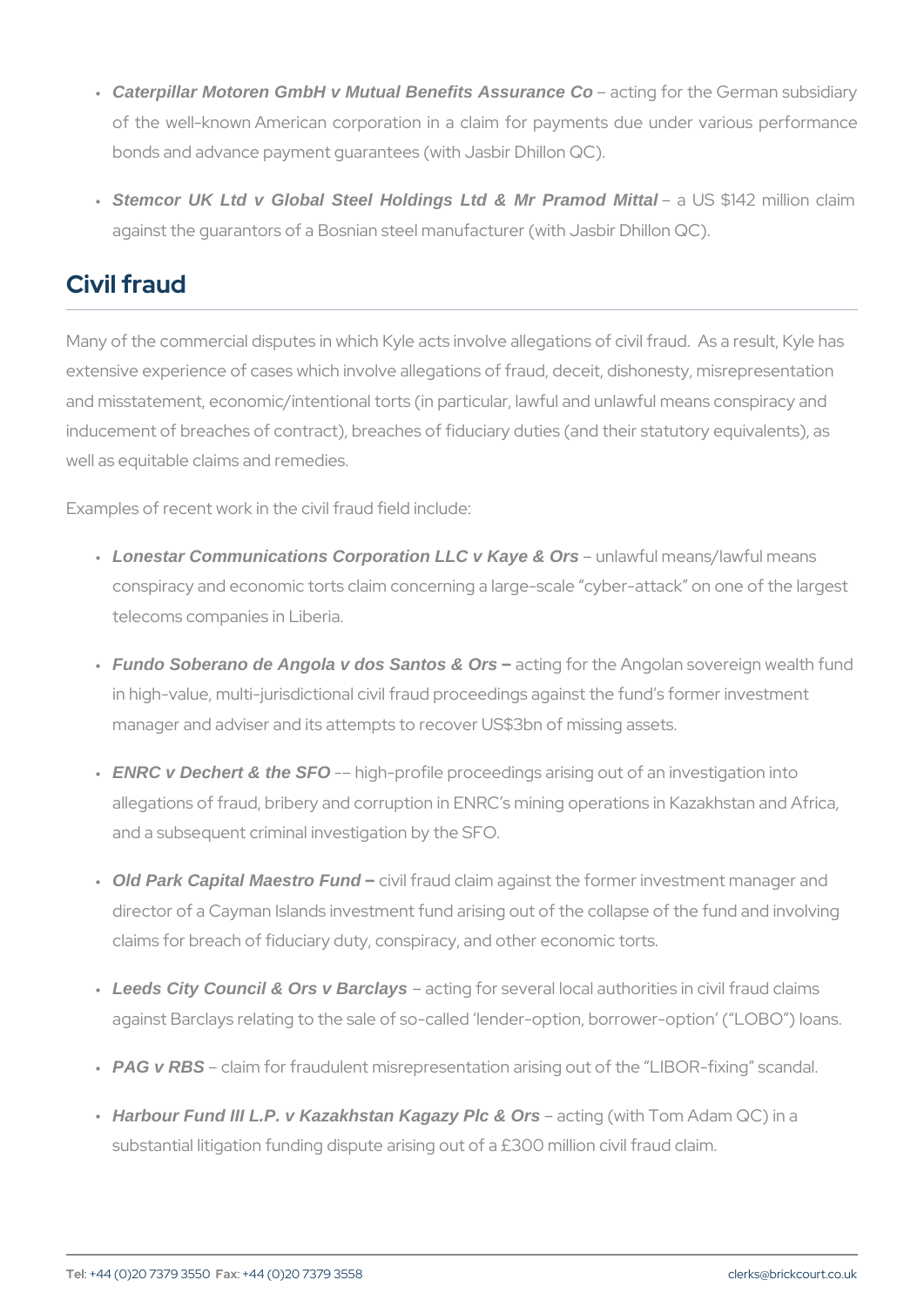- ***Caterpillar Motoren GmbH v Mutual Benefits Assurance Co*** – acting for the German subsidiary of the well-known American corporation in a claim for payments due under various performance bonds and advance payment guarantees (with Jasbir Dhillon QC).
- ***Stemcor UK Ltd v Global Steel Holdings Ltd & Mr Pramod Mittal*** – a US $142 million claim against the guarantors of a Bosnian steel manufacturer (with Jasbir Dhillon QC).

## Civil fraud

Many of the commercial disputes in which Kyle acts involve allegations of civil fraud. As a result, Kyle has extensive experience of cases which involve allegations of fraud, deceit, dishonesty, misrepresentation and misstatement, economic/intentional torts (in particular, lawful and unlawful means conspiracy and inducement of breaches of contract), breaches of fiduciary duties (and their statutory equivalents), as well as equitable claims and remedies.

Examples of recent work in the civil fraud field include:

- ***Lonestar Communications Corporation LLC v Kaye & Ors*** – unlawful means/lawful means conspiracy and economic torts claim concerning a large-scale "cyber-attack" on one of the largest telecoms companies in Liberia.
- ***Fundo Soberano de Angola v dos Santos & Ors*** – acting for the Angolan sovereign wealth fund in high-value, multi-jurisdictional civil fraud proceedings against the fund's former investment manager and adviser and its attempts to recover US$3bn of missing assets.
- ***ENRC v Dechert & the SFO*** –– high-profile proceedings arising out of an investigation into allegations of fraud, bribery and corruption in ENRC's mining operations in Kazakhstan and Africa, and a subsequent criminal investigation by the SFO.
- ***Old Park Capital Maestro Fund*** – civil fraud claim against the former investment manager and director of a Cayman Islands investment fund arising out of the collapse of the fund and involving claims for breach of fiduciary duty, conspiracy, and other economic torts.
- ***Leeds City Council & Ors v Barclays*** – acting for several local authorities in civil fraud claims against Barclays relating to the sale of so-called 'lender-option, borrower-option' ("LOBO") loans.
- ***PAG v RBS*** – claim for fraudulent misrepresentation arising out of the "LIBOR-fixing" scandal.
- ***Harbour Fund III L.P. v Kazakhstan Kagazy Plc & Ors*** – acting (with Tom Adam QC) in a substantial litigation funding dispute arising out of a £300 million civil fraud claim.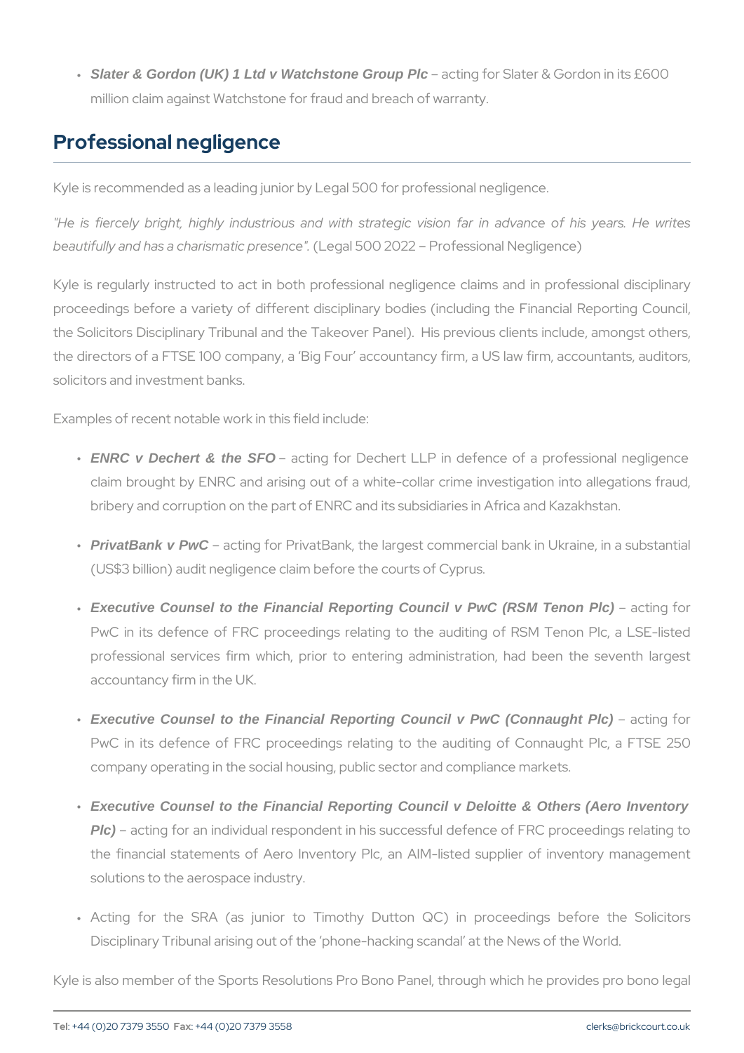- ***Slater & Gordon (UK) 1 Ltd v Watchstone Group Plc*** – acting for Slater & Gordon in its £600 million claim against Watchstone for fraud and breach of warranty.

## Professional negligence

Kyle is recommended as a leading junior by Legal 500 for professional negligence.

*"He is fiercely bright, highly industrious and with strategic vision far in advance of his years. He writes beautifully and has a charismatic presence".* (Legal 500 2022 – Professional Negligence)

Kyle is regularly instructed to act in both professional negligence claims and in professional disciplinary proceedings before a variety of different disciplinary bodies (including the Financial Reporting Council, the Solicitors Disciplinary Tribunal and the Takeover Panel). His previous clients include, amongst others, the directors of a FTSE 100 company, a 'Big Four' accountancy firm, a US law firm, accountants, auditors, solicitors and investment banks.

Examples of recent notable work in this field include:

- ***ENRC v Dechert & the SFO*** – acting for Dechert LLP in defence of a professional negligence claim brought by ENRC and arising out of a white-collar crime investigation into allegations fraud, bribery and corruption on the part of ENRC and its subsidiaries in Africa and Kazakhstan.
- ***PrivatBank v PwC*** – acting for PrivatBank, the largest commercial bank in Ukraine, in a substantial (US$3 billion) audit negligence claim before the courts of Cyprus.
- ***Executive Counsel to the Financial Reporting Council v PwC (RSM Tenon Plc)*** – acting for PwC in its defence of FRC proceedings relating to the auditing of RSM Tenon Plc, a LSE-listed professional services firm which, prior to entering administration, had been the seventh largest accountancy firm in the UK.
- ***Executive Counsel to the Financial Reporting Council v PwC (Connaught Plc)*** – acting for PwC in its defence of FRC proceedings relating to the auditing of Connaught Plc, a FTSE 250 company operating in the social housing, public sector and compliance markets.
- ***Executive Counsel to the Financial Reporting Council v Deloitte & Others (Aero Inventory Plc)*** – acting for an individual respondent in his successful defence of FRC proceedings relating to the financial statements of Aero Inventory Plc, an AIM-listed supplier of inventory management solutions to the aerospace industry.
- Acting for the SRA (as junior to Timothy Dutton QC) in proceedings before the Solicitors Disciplinary Tribunal arising out of the 'phone-hacking scandal' at the News of the World.

Kyle is also member of the Sports Resolutions Pro Bono Panel, through which he provides pro bono legal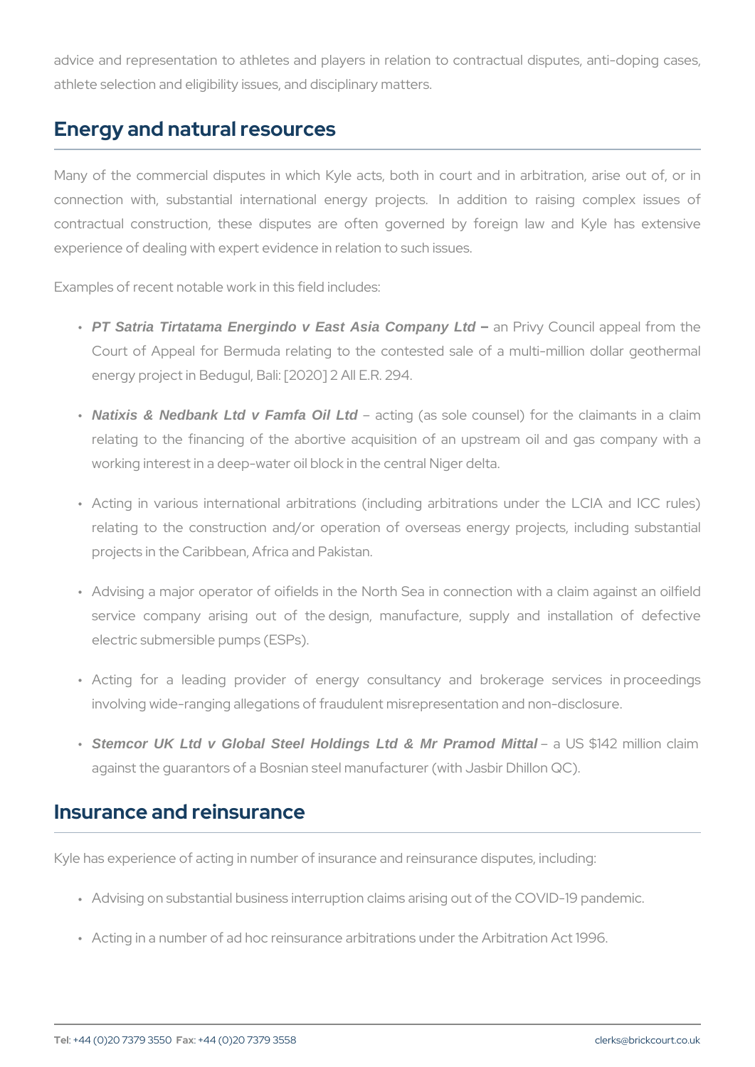advice and representation to athletes and players in relation to contractual disputes, anti-doping cases, athlete selection and eligibility issues, and disciplinary matters.

## Energy and natural resources

Many of the commercial disputes in which Kyle acts, both in court and in arbitration, arise out of, or in connection with, substantial international energy projects. In addition to raising complex issues of contractual construction, these disputes are often governed by foreign law and Kyle has extensive experience of dealing with expert evidence in relation to such issues.

Examples of recent notable work in this field includes:

- ***PT Satria Tirtatama Energindo v East Asia Company Ltd –*** an Privy Council appeal from the Court of Appeal for Bermuda relating to the contested sale of a multi-million dollar geothermal energy project in Bedugul, Bali: [2020] 2 All E.R. 294.
- ***Natixis & Nedbank Ltd v Famfa Oil Ltd*** – acting (as sole counsel) for the claimants in a claim relating to the financing of the abortive acquisition of an upstream oil and gas company with a working interest in a deep-water oil block in the central Niger delta.
- Acting in various international arbitrations (including arbitrations under the LCIA and ICC rules) relating to the construction and/or operation of overseas energy projects, including substantial projects in the Caribbean, Africa and Pakistan.
- Advising a major operator of oifields in the North Sea in connection with a claim against an oilfield service company arising out of the design, manufacture, supply and installation of defective electric submersible pumps (ESPs).
- Acting for a leading provider of energy consultancy and brokerage services in proceedings involving wide-ranging allegations of fraudulent misrepresentation and non-disclosure.
- ***Stemcor UK Ltd v Global Steel Holdings Ltd & Mr Pramod Mittal*** – a US $142 million claim against the guarantors of a Bosnian steel manufacturer (with Jasbir Dhillon QC).

## Insurance and reinsurance

Kyle has experience of acting in number of insurance and reinsurance disputes, including:

- Advising on substantial business interruption claims arising out of the COVID-19 pandemic.
- Acting in a number of ad hoc reinsurance arbitrations under the Arbitration Act 1996.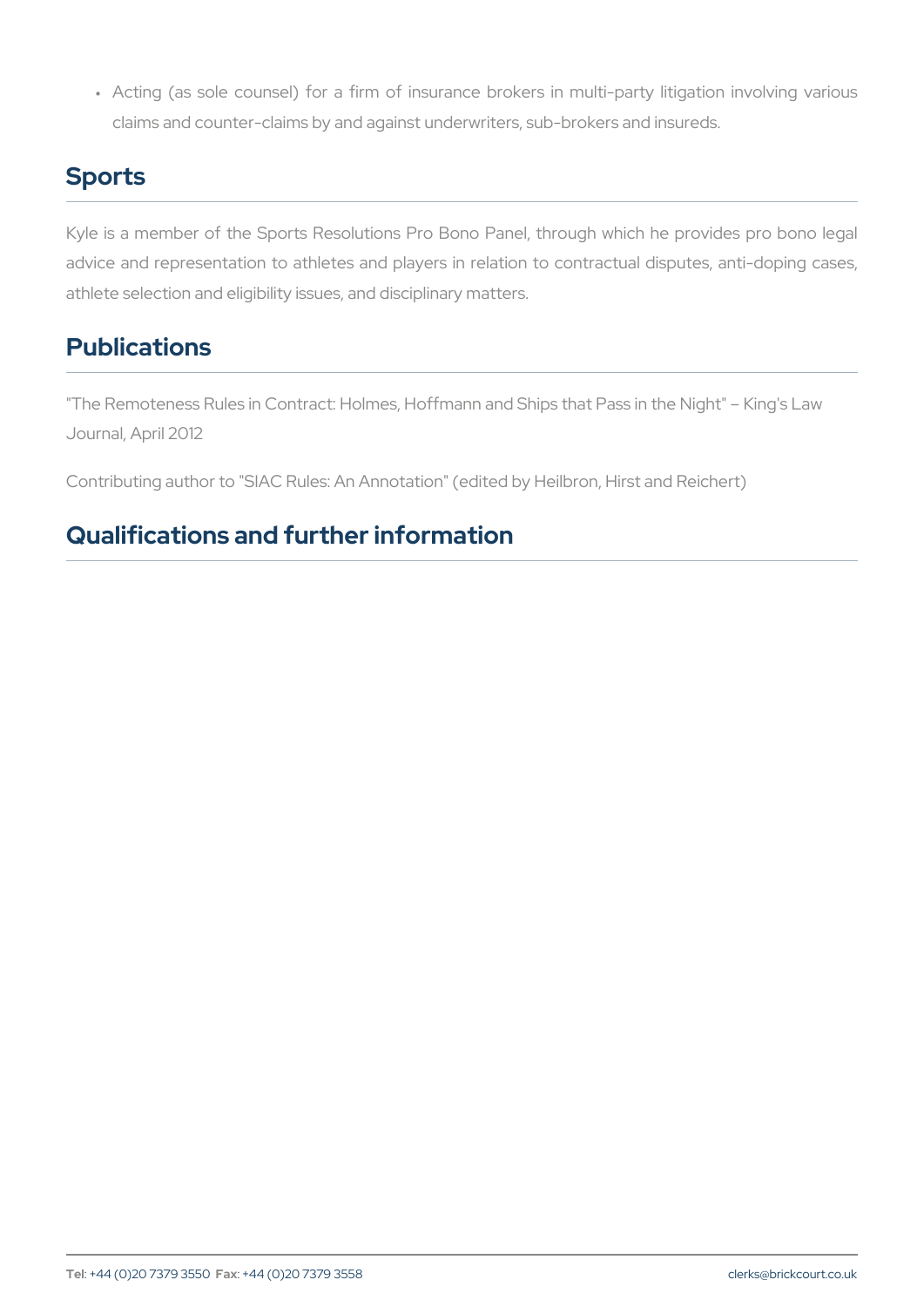- Acting (as sole counsel) for a firm of insurance brokers in multi-party litigation involving various claims and counter-claims by and against underwriters, sub-brokers and insureds.

## Sports

Kyle is a member of the Sports Resolutions Pro Bono Panel, through which he provides pro bono legal advice and representation to athletes and players in relation to contractual disputes, anti-doping cases, athlete selection and eligibility issues, and disciplinary matters.

## Publications

"The Remoteness Rules in Contract: Holmes, Hoffmann and Ships that Pass in the Night" – King's Law Journal, April 2012

Contributing author to "SIAC Rules: An Annotation" (edited by Heilbron, Hirst and Reichert)

## Qualifications and further information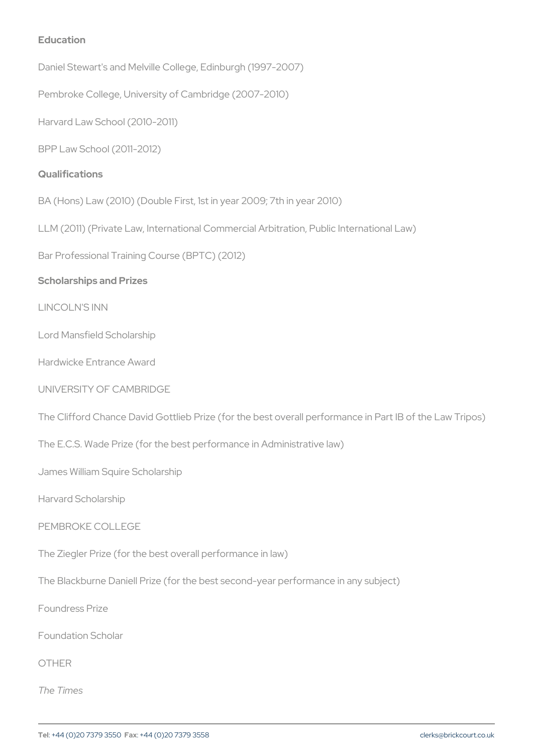## Education

Daniel Stewart's and Melville College, Edinburgh (1997-2007)

Pembroke College, University of Cambridge (2007-2010)

Harvard Law School (2010-2011)

BPP Law School (2011-2012)

## Qualifications

BA (Hons) Law (2010) (Double First, 1st in year 2009; 7th in year 2010)

LLM (2011) (Private Law, International Commercial Arbitration, Public International Law)

Bar Professional Training Course (BPTC) (2012)

## Scholarships and Prizes

LINCOLN'S INN

Lord Mansfield Scholarship

Hardwicke Entrance Award

UNIVERSITY OF CAMBRIDGE

The Clifford Chance David Gottlieb Prize (for the best overall performance in Part IB of the Law Tripos)

The E.C.S. Wade Prize (for the best performance in Administrative law)

James William Squire Scholarship

Harvard Scholarship

PEMBROKE COLLEGE

The Ziegler Prize (for the best overall performance in law)

The Blackburne Daniell Prize (for the best second-year performance in any subject)

Foundress Prize

Foundation Scholar

OTHER

*The Times*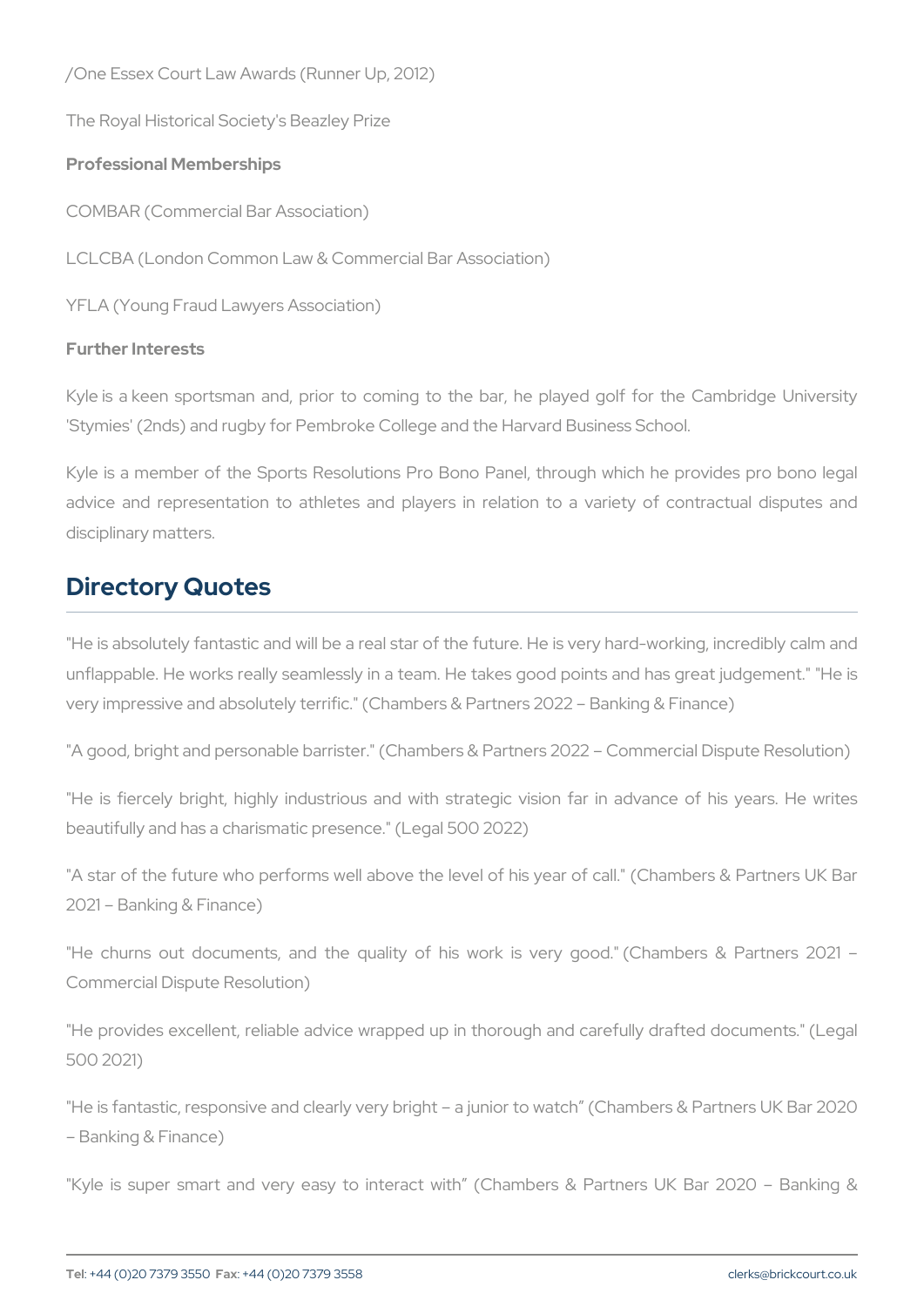/One Essex Court Law Awards (Runner Up, 2012)

The Royal Historical Society's Beazley Prize

**Professional Memberships**

COMBAR (Commercial Bar Association)

LCLCBA (London Common Law & Commercial Bar Association)

YFLA (Young Fraud Lawyers Association)

**Further Interests**

Kyle is a keen sportsman and, prior to coming to the bar, he played golf for the Cambridge University 'Stymies' (2nds) and rugby for Pembroke College and the Harvard Business School.

Kyle is a member of the Sports Resolutions Pro Bono Panel, through which he provides pro bono legal advice and representation to athletes and players in relation to a variety of contractual disputes and disciplinary matters.

## Directory Quotes

"He is absolutely fantastic and will be a real star of the future. He is very hard-working, incredibly calm and unflappable. He works really seamlessly in a team. He takes good points and has great judgement." "He is very impressive and absolutely terrific." (Chambers & Partners 2022 – Banking & Finance)

"A good, bright and personable barrister." (Chambers & Partners 2022 – Commercial Dispute Resolution)

"He is fiercely bright, highly industrious and with strategic vision far in advance of his years. He writes beautifully and has a charismatic presence." (Legal 500 2022)

"A star of the future who performs well above the level of his year of call." (Chambers & Partners UK Bar 2021 – Banking & Finance)

"He churns out documents, and the quality of his work is very good." (Chambers & Partners 2021 – Commercial Dispute Resolution)

"He provides excellent, reliable advice wrapped up in thorough and carefully drafted documents." (Legal 500 2021)

"He is fantastic, responsive and clearly very bright – a junior to watch" (Chambers & Partners UK Bar 2020 – Banking & Finance)

"Kyle is super smart and very easy to interact with" (Chambers & Partners UK Bar 2020 – Banking &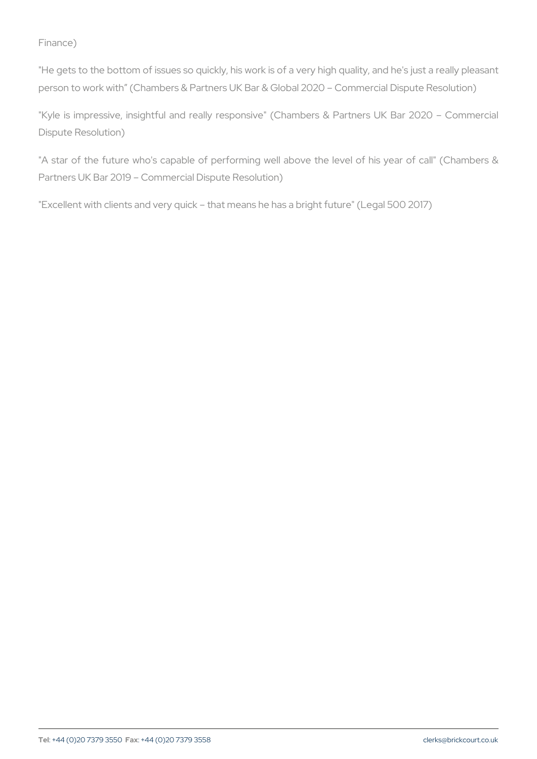Finance)

"He gets to the bottom of issues so quickly, his work is of a very high quality, and he's just a really pleasant person to work with" (Chambers & Partners UK Bar & Global 2020 – Commercial Dispute Resolution)

"Kyle is impressive, insightful and really responsive" (Chambers & Partners UK Bar 2020 – Commercial Dispute Resolution)

"A star of the future who's capable of performing well above the level of his year of call" (Chambers & Partners UK Bar 2019 – Commercial Dispute Resolution)

"Excellent with clients and very quick – that means he has a bright future" (Legal 500 2017)